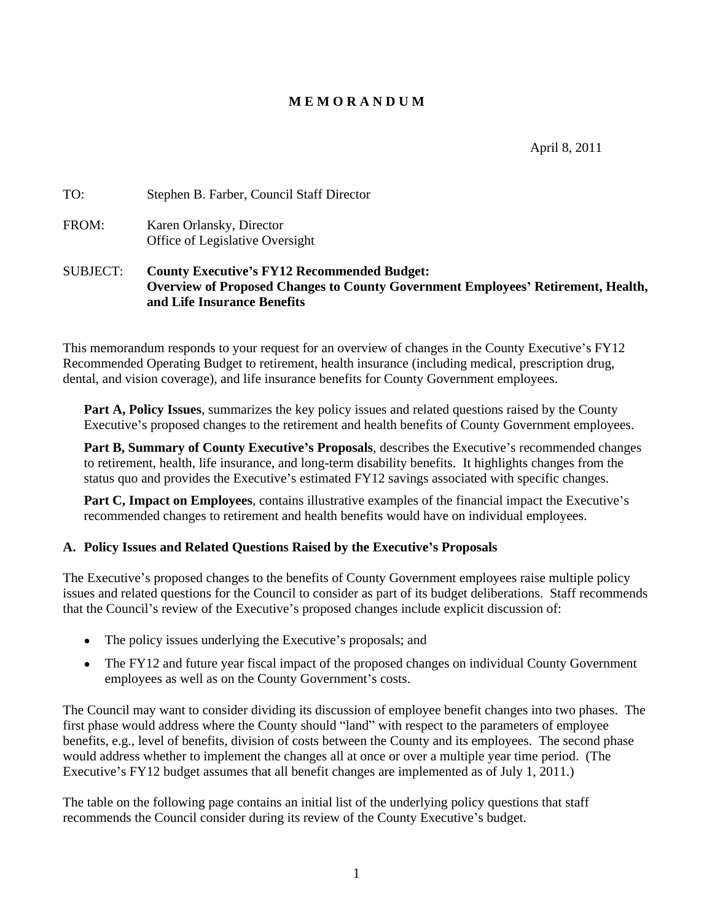# M E M O R A N D U M

April 8, 2011

TO: Stephen B. Farber, Council Staff Director

FROM: Karen Orlansky, Director
Office of Legislative Oversight

SUBJECT: **County Executive's FY12 Recommended Budget: Overview of Proposed Changes to County Government Employees' Retirement, Health, and Life Insurance Benefits**

This memorandum responds to your request for an overview of changes in the County Executive's FY12 Recommended Operating Budget to retirement, health insurance (including medical, prescription drug, dental, and vision coverage), and life insurance benefits for County Government employees.

**Part A, Policy Issues**, summarizes the key policy issues and related questions raised by the County Executive's proposed changes to the retirement and health benefits of County Government employees.

**Part B, Summary of County Executive's Proposals**, describes the Executive's recommended changes to retirement, health, life insurance, and long-term disability benefits. It highlights changes from the status quo and provides the Executive's estimated FY12 savings associated with specific changes.

**Part C, Impact on Employees**, contains illustrative examples of the financial impact the Executive's recommended changes to retirement and health benefits would have on individual employees.

## A. Policy Issues and Related Questions Raised by the Executive's Proposals

The Executive's proposed changes to the benefits of County Government employees raise multiple policy issues and related questions for the Council to consider as part of its budget deliberations. Staff recommends that the Council's review of the Executive's proposed changes include explicit discussion of:

- The policy issues underlying the Executive's proposals; and
- The FY12 and future year fiscal impact of the proposed changes on individual County Government employees as well as on the County Government's costs.

The Council may want to consider dividing its discussion of employee benefit changes into two phases. The first phase would address where the County should "land" with respect to the parameters of employee benefits, e.g., level of benefits, division of costs between the County and its employees. The second phase would address whether to implement the changes all at once or over a multiple year time period. (The Executive's FY12 budget assumes that all benefit changes are implemented as of July 1, 2011.)

The table on the following page contains an initial list of the underlying policy questions that staff recommends the Council consider during its review of the County Executive's budget.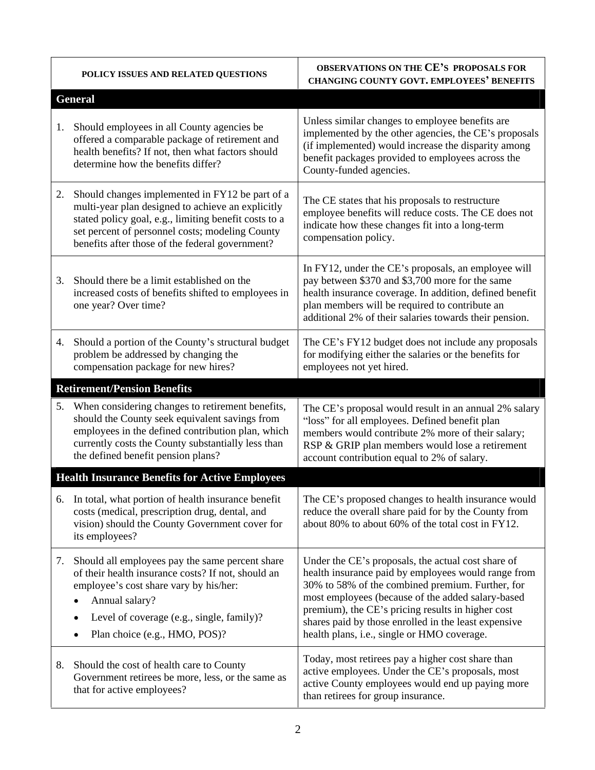| POLICY ISSUES AND RELATED QUESTIONS | OBSERVATIONS ON THE CE'S PROPOSALS FOR CHANGING COUNTY GOVT. EMPLOYEES' BENEFITS |
|---|---|
| **General** | |
| 1. Should employees in all County agencies be offered a comparable package of retirement and health benefits? If not, then what factors should determine how the benefits differ? | Unless similar changes to employee benefits are implemented by the other agencies, the CE's proposals (if implemented) would increase the disparity among benefit packages provided to employees across the County-funded agencies. |
| 2. Should changes implemented in FY12 be part of a multi-year plan designed to achieve an explicitly stated policy goal, e.g., limiting benefit costs to a set percent of personnel costs; modeling County benefits after those of the federal government? | The CE states that his proposals to restructure employee benefits will reduce costs. The CE does not indicate how these changes fit into a long-term compensation policy. |
| 3. Should there be a limit established on the increased costs of benefits shifted to employees in one year? Over time? | In FY12, under the CE's proposals, an employee will pay between \$370 and \$3,700 more for the same health insurance coverage. In addition, defined benefit plan members will be required to contribute an additional 2% of their salaries towards their pension. |
| 4. Should a portion of the County's structural budget problem be addressed by changing the compensation package for new hires? | The CE's FY12 budget does not include any proposals for modifying either the salaries or the benefits for employees not yet hired. |
| **Retirement/Pension Benefits** | |
| 5. When considering changes to retirement benefits, should the County seek equivalent savings from employees in the defined contribution plan, which currently costs the County substantially less than the defined benefit pension plans? | The CE's proposal would result in an annual 2% salary "loss" for all employees. Defined benefit plan members would contribute 2% more of their salary; RSP & GRIP plan members would lose a retirement account contribution equal to 2% of salary. |
| **Health Insurance Benefits for Active Employees** | |
| 6. In total, what portion of health insurance benefit costs (medical, prescription drug, dental, and vision) should the County Government cover for its employees? | The CE's proposed changes to health insurance would reduce the overall share paid for by the County from about 80% to about 60% of the total cost in FY12. |
| 7. Should all employees pay the same percent share of their health insurance costs? If not, should an employee's cost share vary by his/her: <br>• Annual salary? <br>• Level of coverage (e.g., single, family)? <br>• Plan choice (e.g., HMO, POS)? | Under the CE's proposals, the actual cost share of health insurance paid by employees would range from 30% to 58% of the combined premium. Further, for most employees (because of the added salary-based premium), the CE's pricing results in higher cost shares paid by those enrolled in the least expensive health plans, i.e., single or HMO coverage. |
| 8. Should the cost of health care to County Government retirees be more, less, or the same as that for active employees? | Today, most retirees pay a higher cost share than active employees. Under the CE's proposals, most active County employees would end up paying more than retirees for group insurance. |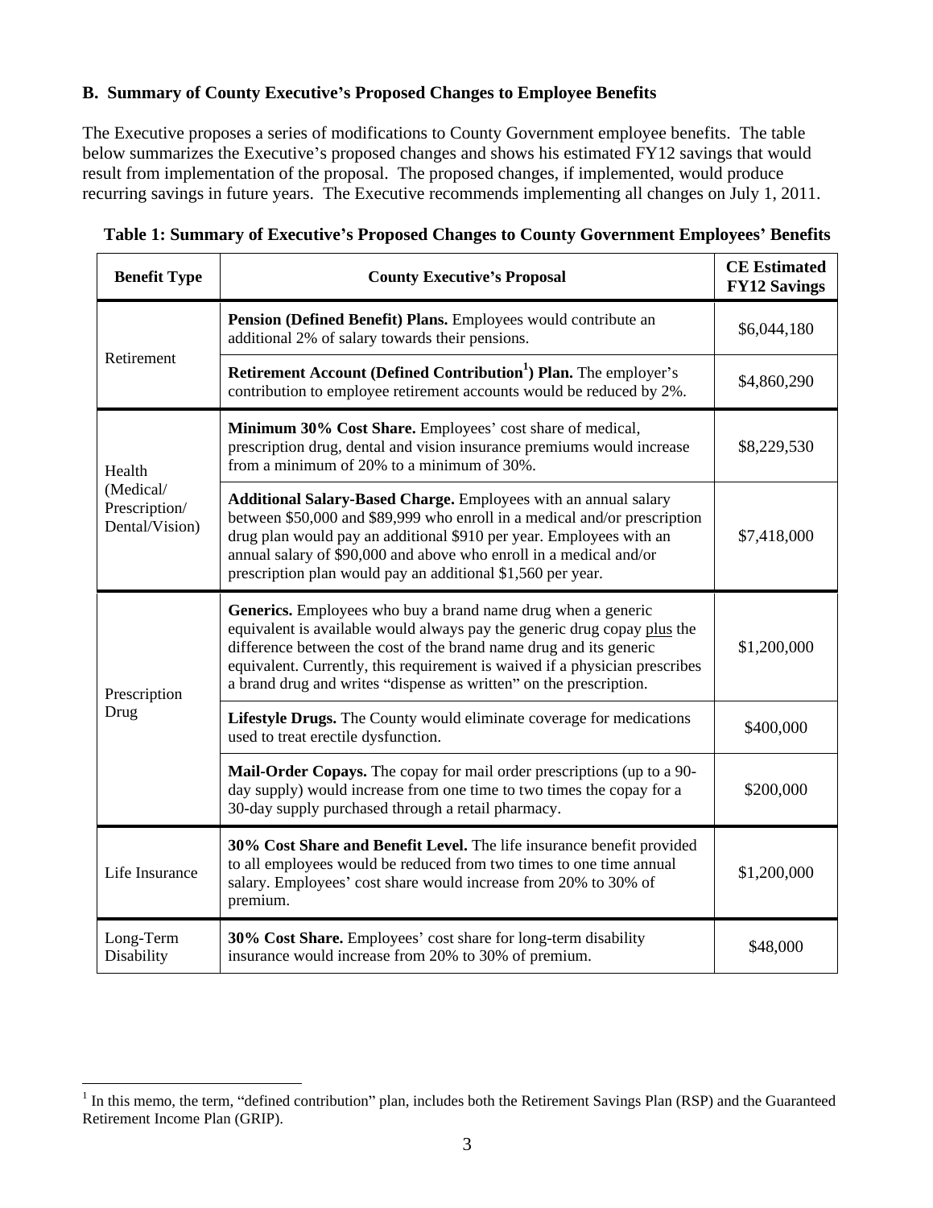### B. Summary of County Executive's Proposed Changes to Employee Benefits

The Executive proposes a series of modifications to County Government employee benefits. The table below summarizes the Executive's proposed changes and shows his estimated FY12 savings that would result from implementation of the proposal. The proposed changes, if implemented, would produce recurring savings in future years. The Executive recommends implementing all changes on July 1, 2011.

**Table 1: Summary of Executive's Proposed Changes to County Government Employees' Benefits**

| Benefit Type | County Executive's Proposal | CE Estimated FY12 Savings |
|---|---|---|
| Retirement | **Pension (Defined Benefit) Plans.** Employees would contribute an additional 2% of salary towards their pensions. | $6,044,180 |
| | **Retirement Account (Defined Contribution[1]) Plan.** The employer's contribution to employee retirement accounts would be reduced by 2%. | $4,860,290 |
| Health (Medical/ Prescription/ Dental/Vision) | **Minimum 30% Cost Share.** Employees' cost share of medical, prescription drug, dental and vision insurance premiums would increase from a minimum of 20% to a minimum of 30%. | $8,229,530 |
| | **Additional Salary-Based Charge.** Employees with an annual salary between $50,000 and $89,999 who enroll in a medical and/or prescription drug plan would pay an additional $910 per year. Employees with an annual salary of $90,000 and above who enroll in a medical and/or prescription plan would pay an additional $1,560 per year. | $7,418,000 |
| Prescription Drug | **Generics.** Employees who buy a brand name drug when a generic equivalent is available would always pay the generic drug copay plus the difference between the cost of the brand name drug and its generic equivalent. Currently, this requirement is waived if a physician prescribes a brand drug and writes "dispense as written" on the prescription. | $1,200,000 |
| | **Lifestyle Drugs.** The County would eliminate coverage for medications used to treat erectile dysfunction. | $400,000 |
| | **Mail-Order Copays.** The copay for mail order prescriptions (up to a 90-day supply) would increase from one time to two times the copay for a 30-day supply purchased through a retail pharmacy. | $200,000 |
| Life Insurance | **30% Cost Share and Benefit Level.** The life insurance benefit provided to all employees would be reduced from two times to one time annual salary. Employees' cost share would increase from 20% to 30% of premium. | $1,200,000 |
| Long-Term Disability | **30% Cost Share.** Employees' cost share for long-term disability insurance would increase from 20% to 30% of premium. | $48,000 |

[1] In this memo, the term, "defined contribution" plan, includes both the Retirement Savings Plan (RSP) and the Guaranteed Retirement Income Plan (GRIP).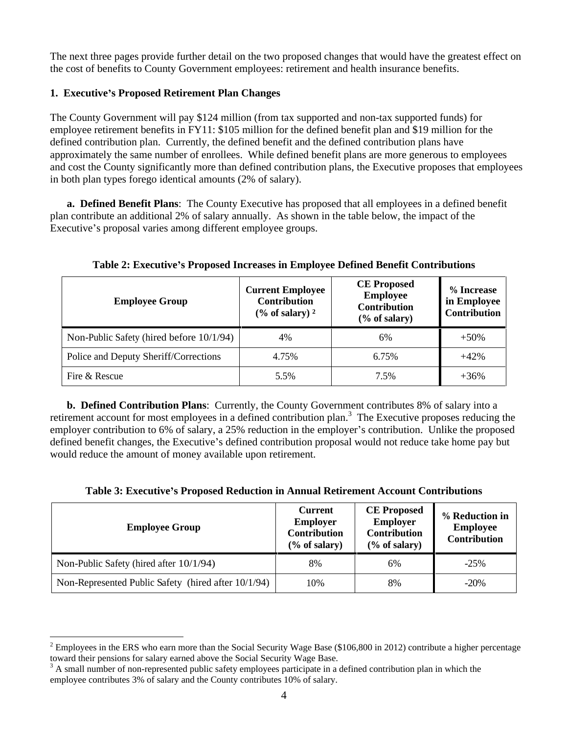The next three pages provide further detail on the two proposed changes that would have the greatest effect on the cost of benefits to County Government employees: retirement and health insurance benefits.

**1. Executive's Proposed Retirement Plan Changes**

The County Government will pay $124 million (from tax supported and non-tax supported funds) for employee retirement benefits in FY11: $105 million for the defined benefit plan and $19 million for the defined contribution plan. Currently, the defined benefit and the defined contribution plans have approximately the same number of enrollees. While defined benefit plans are more generous to employees and cost the County significantly more than defined contribution plans, the Executive proposes that employees in both plan types forego identical amounts (2% of salary).

**a. Defined Benefit Plans**: The County Executive has proposed that all employees in a defined benefit plan contribute an additional 2% of salary annually. As shown in the table below, the impact of the Executive's proposal varies among different employee groups.

**Table 2: Executive's Proposed Increases in Employee Defined Benefit Contributions**

| Employee Group | Current Employee Contribution (% of salary) [2] | CE Proposed Employee Contribution (% of salary) | % Increase in Employee Contribution |
|---|---|---|---|
| Non-Public Safety (hired before 10/1/94) | 4% | 6% | +50% |
| Police and Deputy Sheriff/Corrections | 4.75% | 6.75% | +42% |
| Fire & Rescue | 5.5% | 7.5% | +36% |

**b. Defined Contribution Plans**: Currently, the County Government contributes 8% of salary into a retirement account for most employees in a defined contribution plan.[3] The Executive proposes reducing the employer contribution to 6% of salary, a 25% reduction in the employer's contribution. Unlike the proposed defined benefit changes, the Executive's defined contribution proposal would not reduce take home pay but would reduce the amount of money available upon retirement.

**Table 3: Executive's Proposed Reduction in Annual Retirement Account Contributions**

| Employee Group | Current Employer Contribution (% of salary) | CE Proposed Employer Contribution (% of salary) | % Reduction in Employee Contribution |
|---|---|---|---|
| Non-Public Safety (hired after 10/1/94) | 8% | 6% | -25% |
| Non-Represented Public Safety (hired after 10/1/94) | 10% | 8% | -20% |

[2] Employees in the ERS who earn more than the Social Security Wage Base ($106,800 in 2012) contribute a higher percentage toward their pensions for salary earned above the Social Security Wage Base.

[3] A small number of non-represented public safety employees participate in a defined contribution plan in which the employee contributes 3% of salary and the County contributes 10% of salary.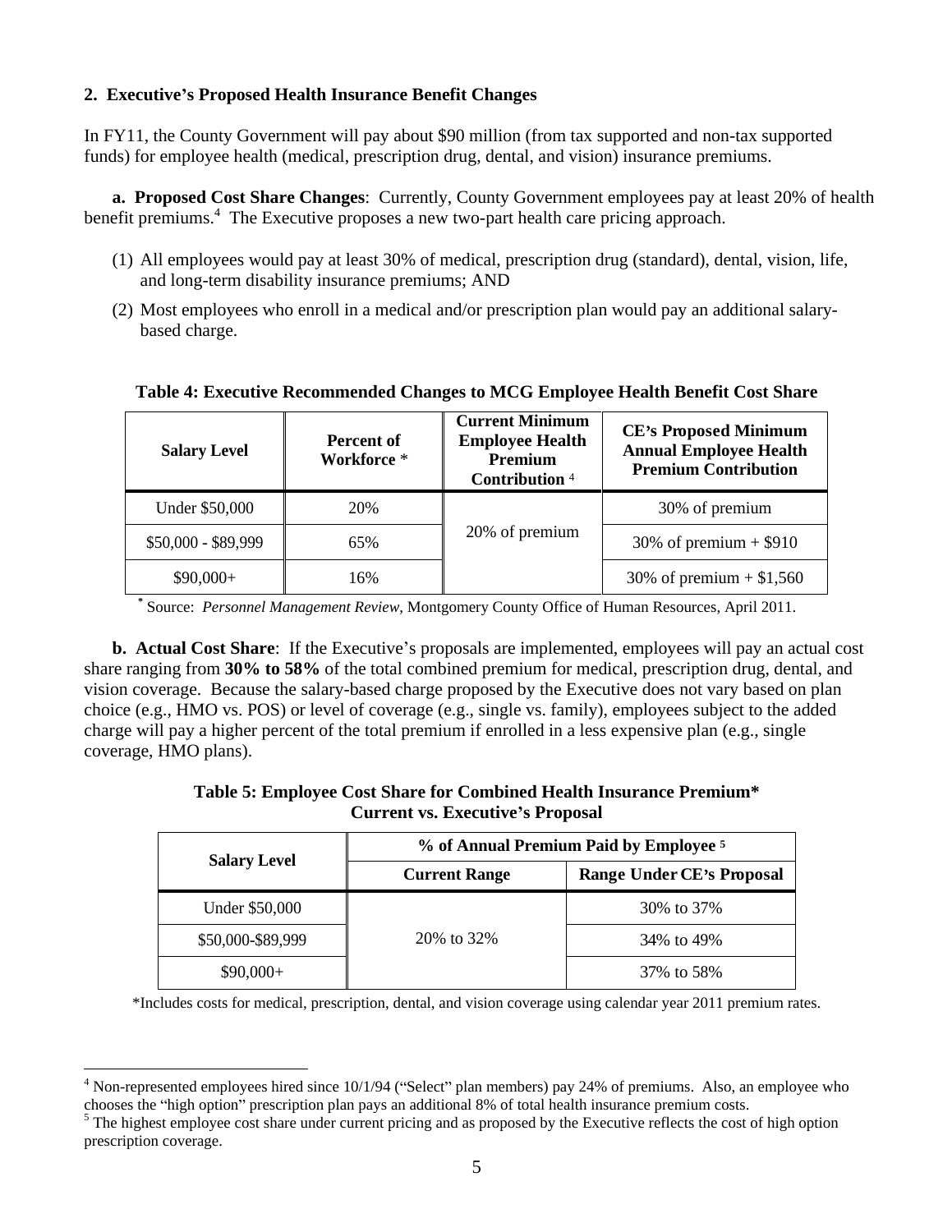**2. Executive's Proposed Health Insurance Benefit Changes**

In FY11, the County Government will pay about $90 million (from tax supported and non-tax supported funds) for employee health (medical, prescription drug, dental, and vision) insurance premiums.

**a. Proposed Cost Share Changes**: Currently, County Government employees pay at least 20% of health benefit premiums.[4] The Executive proposes a new two-part health care pricing approach.

(1) All employees would pay at least 30% of medical, prescription drug (standard), dental, vision, life, and long-term disability insurance premiums; AND

(2) Most employees who enroll in a medical and/or prescription plan would pay an additional salary-based charge.

**Table 4: Executive Recommended Changes to MCG Employee Health Benefit Cost Share**

| Salary Level | Percent of Workforce * | Current Minimum Employee Health Premium Contribution [4] | CE's Proposed Minimum Annual Employee Health Premium Contribution |
|---|---|---|---|
| Under $50,000 | 20% | 20% of premium | 30% of premium |
| $50,000 - $89,999 | 65% | | 30% of premium + $910 |
| $90,000+ | 16% | | 30% of premium + $1,560 |

* Source: *Personnel Management Review*, Montgomery County Office of Human Resources, April 2011.

**b. Actual Cost Share**: If the Executive's proposals are implemented, employees will pay an actual cost share ranging from **30% to 58%** of the total combined premium for medical, prescription drug, dental, and vision coverage. Because the salary-based charge proposed by the Executive does not vary based on plan choice (e.g., HMO vs. POS) or level of coverage (e.g., single vs. family), employees subject to the added charge will pay a higher percent of the total premium if enrolled in a less expensive plan (e.g., single coverage, HMO plans).

**Table 5: Employee Cost Share for Combined Health Insurance Premium\***
**Current vs. Executive's Proposal**

| Salary Level | % of Annual Premium Paid by Employee [5] | |
|---|---|---|
| | Current Range | Range Under CE's Proposal |
| Under $50,000 | 20% to 32% | 30% to 37% |
| $50,000-$89,999 | | 34% to 49% |
| $90,000+ | | 37% to 58% |

*Includes costs for medical, prescription, dental, and vision coverage using calendar year 2011 premium rates.

---

[4] Non-represented employees hired since 10/1/94 ("Select" plan members) pay 24% of premiums. Also, an employee who chooses the "high option" prescription plan pays an additional 8% of total health insurance premium costs.

[5] The highest employee cost share under current pricing and as proposed by the Executive reflects the cost of high option prescription coverage.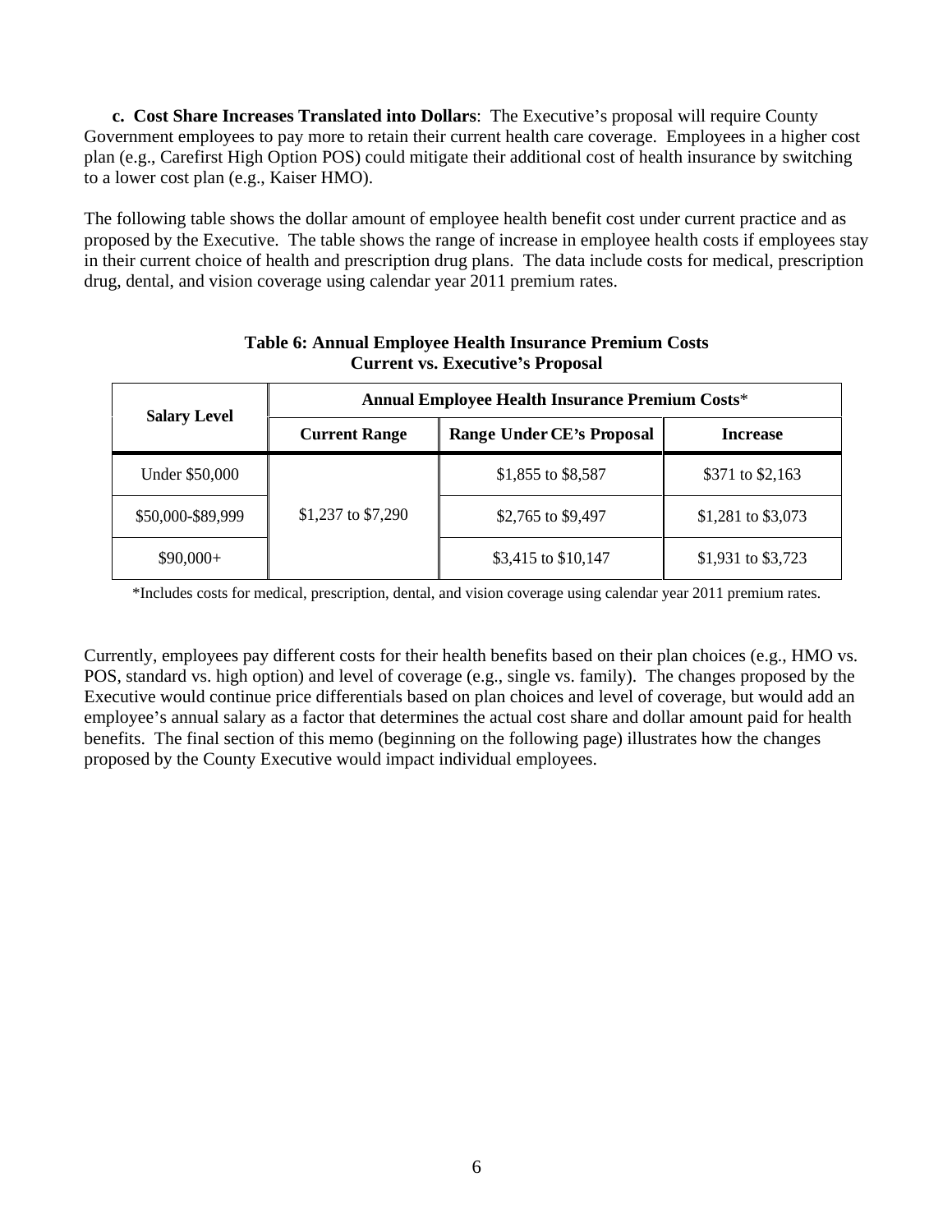**c. Cost Share Increases Translated into Dollars**: The Executive's proposal will require County Government employees to pay more to retain their current health care coverage. Employees in a higher cost plan (e.g., Carefirst High Option POS) could mitigate their additional cost of health insurance by switching to a lower cost plan (e.g., Kaiser HMO).

The following table shows the dollar amount of employee health benefit cost under current practice and as proposed by the Executive. The table shows the range of increase in employee health costs if employees stay in their current choice of health and prescription drug plans. The data include costs for medical, prescription drug, dental, and vision coverage using calendar year 2011 premium rates.

**Table 6: Annual Employee Health Insurance Premium Costs**
**Current vs. Executive's Proposal**

| Salary Level | Annual Employee Health Insurance Premium Costs* | | |
|---|---|---|---|
| | **Current Range** | **Range Under CE's Proposal** | **Increase** |
| Under $50,000 | $1,237 to $7,290 | $1,855 to $8,587 | $371 to $2,163 |
| $50,000-$89,999 | | $2,765 to $9,497 | $1,281 to $3,073 |
| $90,000+ | | $3,415 to $10,147 | $1,931 to $3,723 |

*Includes costs for medical, prescription, dental, and vision coverage using calendar year 2011 premium rates.

Currently, employees pay different costs for their health benefits based on their plan choices (e.g., HMO vs. POS, standard vs. high option) and level of coverage (e.g., single vs. family). The changes proposed by the Executive would continue price differentials based on plan choices and level of coverage, but would add an employee's annual salary as a factor that determines the actual cost share and dollar amount paid for health benefits. The final section of this memo (beginning on the following page) illustrates how the changes proposed by the County Executive would impact individual employees.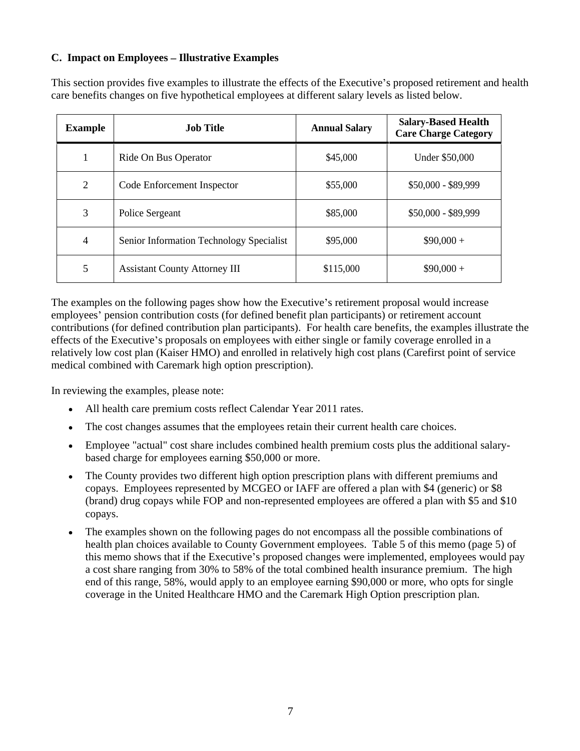### C. Impact on Employees – Illustrative Examples

This section provides five examples to illustrate the effects of the Executive's proposed retirement and health care benefits changes on five hypothetical employees at different salary levels as listed below.

| Example | Job Title | Annual Salary | Salary-Based Health Care Charge Category |
|---|---|---|---|
| 1 | Ride On Bus Operator | $45,000 | Under $50,000 |
| 2 | Code Enforcement Inspector | $55,000 | $50,000 - $89,999 |
| 3 | Police Sergeant | $85,000 | $50,000 - $89,999 |
| 4 | Senior Information Technology Specialist | $95,000 | $90,000 + |
| 5 | Assistant County Attorney III | $115,000 | $90,000 + |

The examples on the following pages show how the Executive's retirement proposal would increase employees' pension contribution costs (for defined benefit plan participants) or retirement account contributions (for defined contribution plan participants). For health care benefits, the examples illustrate the effects of the Executive's proposals on employees with either single or family coverage enrolled in a relatively low cost plan (Kaiser HMO) and enrolled in relatively high cost plans (Carefirst point of service medical combined with Caremark high option prescription).

In reviewing the examples, please note:

- All health care premium costs reflect Calendar Year 2011 rates.
- The cost changes assumes that the employees retain their current health care choices.
- Employee "actual" cost share includes combined health premium costs plus the additional salary-based charge for employees earning $50,000 or more.
- The County provides two different high option prescription plans with different premiums and copays. Employees represented by MCGEO or IAFF are offered a plan with $4 (generic) or $8 (brand) drug copays while FOP and non-represented employees are offered a plan with $5 and $10 copays.
- The examples shown on the following pages do not encompass all the possible combinations of health plan choices available to County Government employees. Table 5 of this memo (page 5) of this memo shows that if the Executive's proposed changes were implemented, employees would pay a cost share ranging from 30% to 58% of the total combined health insurance premium. The high end of this range, 58%, would apply to an employee earning $90,000 or more, who opts for single coverage in the United Healthcare HMO and the Caremark High Option prescription plan.